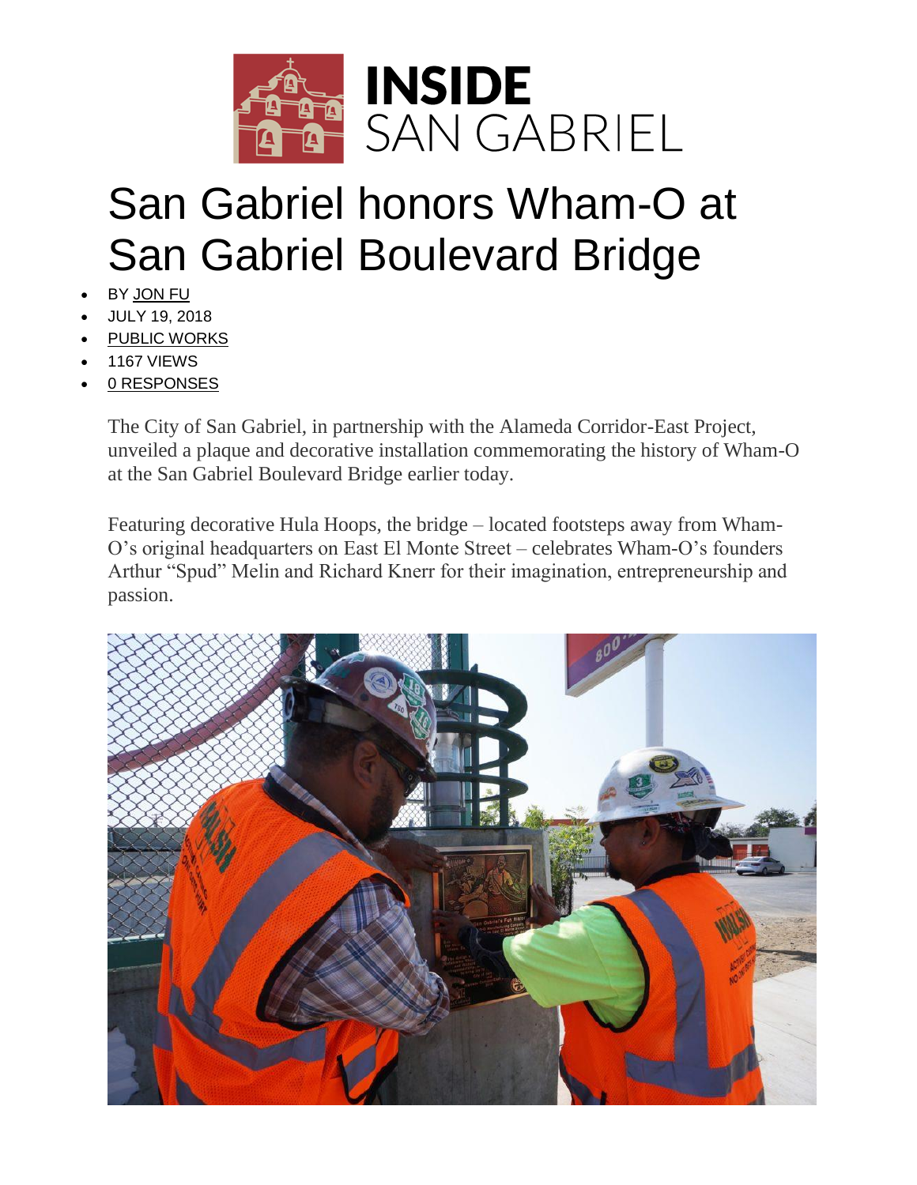INSIDE SAN GABRIEL

# San Gabriel honors Wham-O at San Gabriel Boulevard Bridge

- BY JON FU
- JULY 19, 2018
- PUBLIC WORKS
- 1167 VIEWS
- 0 RESPONSES

The City of San Gabriel, in partnership with the Alameda Corridor-East Project, unveiled a plaque and decorative installation commemorating the history of Wham-O at the San Gabriel Boulevard Bridge earlier today.

Featuring decorative Hula Hoops, the bridge – located footsteps away from Wham-O's original headquarters on East El Monte Street – celebrates Wham-O's founders Arthur "Spud" Melin and Richard Knerr for their imagination, entrepreneurship and passion.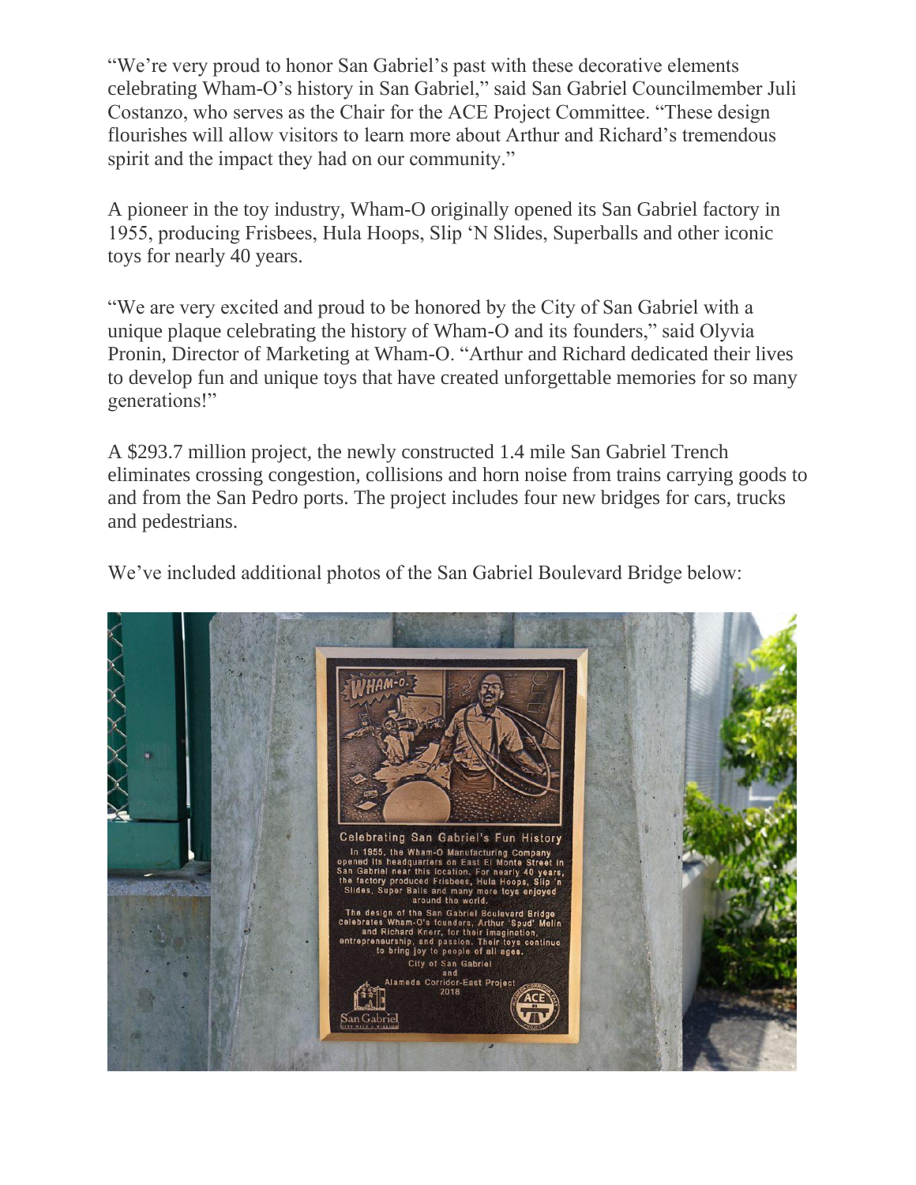"We're very proud to honor San Gabriel's past with these decorative elements celebrating Wham-O's history in San Gabriel," said San Gabriel Councilmember Juli Costanzo, who serves as the Chair for the ACE Project Committee. "These design flourishes will allow visitors to learn more about Arthur and Richard's tremendous spirit and the impact they had on our community."

A pioneer in the toy industry, Wham-O originally opened its San Gabriel factory in 1955, producing Frisbees, Hula Hoops, Slip 'N Slides, Superballs and other iconic toys for nearly 40 years.

"We are very excited and proud to be honored by the City of San Gabriel with a unique plaque celebrating the history of Wham-O and its founders," said Olyvia Pronin, Director of Marketing at Wham-O. "Arthur and Richard dedicated their lives to develop fun and unique toys that have created unforgettable memories for so many generations!"

A $293.7 million project, the newly constructed 1.4 mile San Gabriel Trench eliminates crossing congestion, collisions and horn noise from trains carrying goods to and from the San Pedro ports. The project includes four new bridges for cars, trucks and pedestrians.

We've included additional photos of the San Gabriel Boulevard Bridge below:

Celebrating San Gabriel's Fun History

In 1955, the Wham-O Manufacturing Company opened its headquarters on East El Monte Street in San Gabriel near this location. For nearly 40 years, the factory produced Frisbees, Hula Hoops, Slip 'n Slides, Super Balls and many more toys enjoyed around the world.

The design of the San Gabriel Boulevard Bridge celebrates Wham-O's founders, Arthur 'Spud' Melin and Richard Knerr, for their imagination, entrepreneurship, and passion. Their toys continue to bring joy to people of all ages.

City of San Gabriel
and
Alameda Corridor-East Project
2018